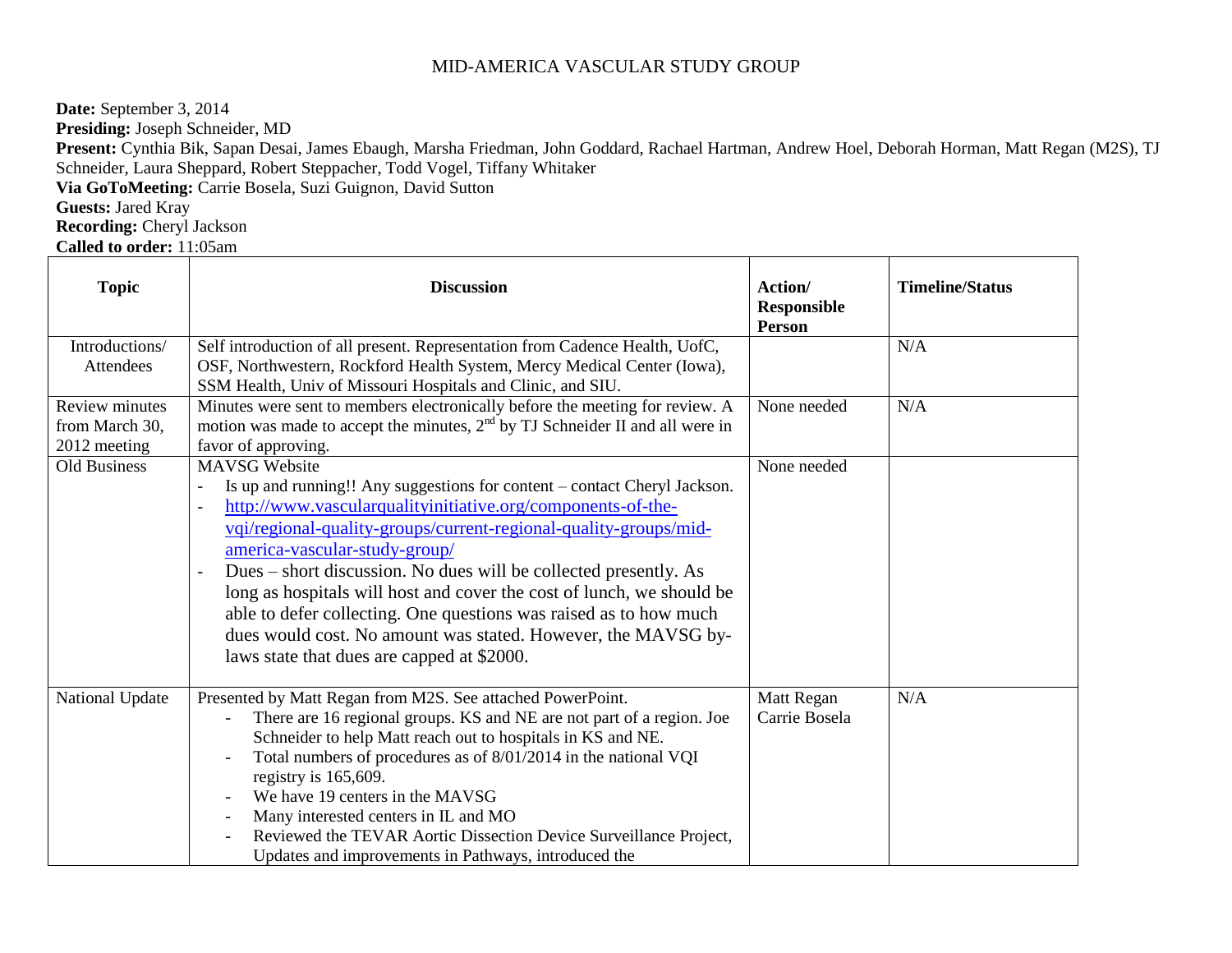# MID-AMERICA VASCULAR STUDY GROUP

**Date:** September 3, 2014
**Presiding:** Joseph Schneider, MD
**Present:** Cynthia Bik, Sapan Desai, James Ebaugh, Marsha Friedman, John Goddard, Rachael Hartman, Andrew Hoel, Deborah Horman, Matt Regan (M2S), TJ Schneider, Laura Sheppard, Robert Steppacher, Todd Vogel, Tiffany Whitaker
**Via GoToMeeting:** Carrie Bosela, Suzi Guignon, David Sutton
**Guests:** Jared Kray
**Recording:** Cheryl Jackson
**Called to order:** 11:05am

| Topic | Discussion | Action/ Responsible Person | Timeline/Status |
|---|---|---|---|
| Introductions/ Attendees | Self introduction of all present. Representation from Cadence Health, UofC, OSF, Northwestern, Rockford Health System, Mercy Medical Center (Iowa), SSM Health, Univ of Missouri Hospitals and Clinic, and SIU. | | N/A |
| Review minutes from March 30, 2012 meeting | Minutes were sent to members electronically before the meeting for review. A motion was made to accept the minutes, 2nd by TJ Schneider II and all were in favor of approving. | None needed | N/A |
| Old Business | MAVSG Website<br>- Is up and running!! Any suggestions for content – contact Cheryl Jackson.<br>- http://www.vascularqualityinitiative.org/components-of-the-vqi/regional-quality-groups/current-regional-quality-groups/mid-america-vascular-study-group/<br>- Dues – short discussion. No dues will be collected presently. As long as hospitals will host and cover the cost of lunch, we should be able to defer collecting. One questions was raised as to how much dues would cost. No amount was stated. However, the MAVSG by-laws state that dues are capped at $2000. | None needed | |
| National Update | Presented by Matt Regan from M2S. See attached PowerPoint.<br>- There are 16 regional groups. KS and NE are not part of a region. Joe Schneider to help Matt reach out to hospitals in KS and NE.<br>- Total numbers of procedures as of 8/01/2014 in the national VQI registry is 165,609.<br>- We have 19 centers in the MAVSG<br>- Many interested centers in IL and MO<br>- Reviewed the TEVAR Aortic Dissection Device Surveillance Project, Updates and improvements in Pathways, introduced the | Matt Regan<br>Carrie Bosela | N/A |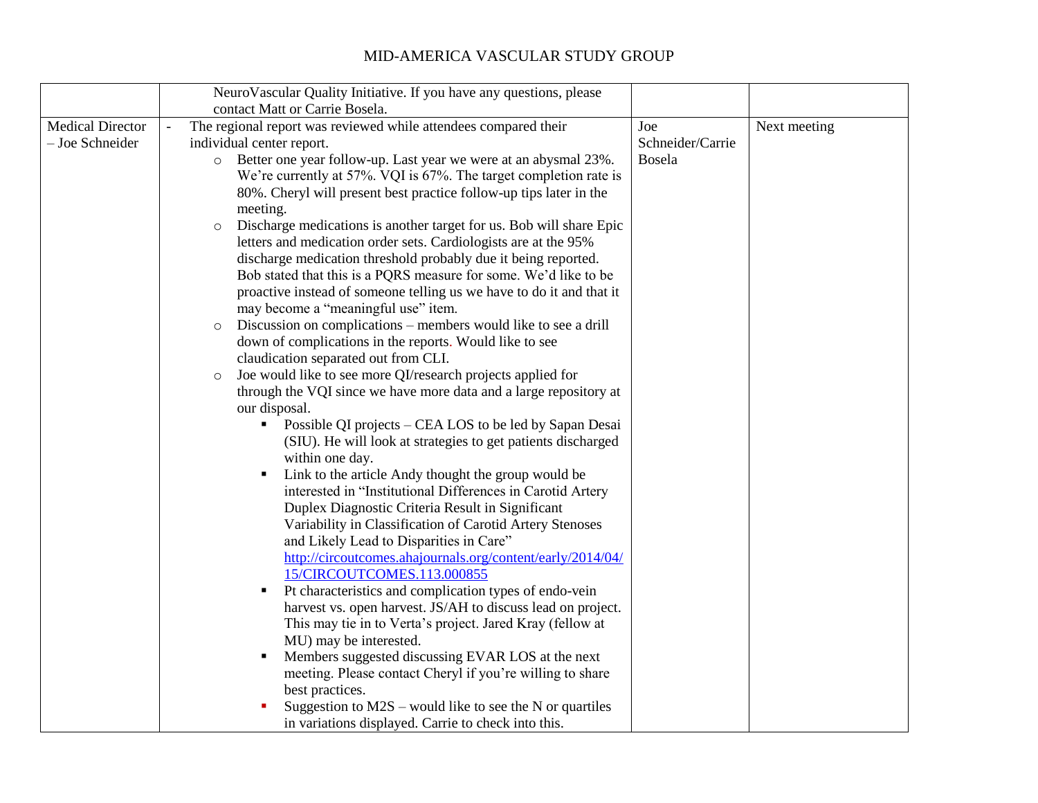| | | | |
|---|---|---|---|
| | NeuroVascular Quality Initiative. If you have any questions, please contact Matt or Carrie Bosela. | | |
| Medical Director – Joe Schneider | - The regional report was reviewed while attendees compared their individual center report.<br>○ Better one year follow-up. Last year we were at an abysmal 23%. We're currently at 57%. VQI is 67%. The target completion rate is 80%. Cheryl will present best practice follow-up tips later in the meeting.<br>○ Discharge medications is another target for us. Bob will share Epic letters and medication order sets. Cardiologists are at the 95% discharge medication threshold probably due it being reported. Bob stated that this is a PQRS measure for some. We'd like to be proactive instead of someone telling us we have to do it and that it may become a "meaningful use" item.<br>○ Discussion on complications – members would like to see a drill down of complications in the reports. Would like to see claudication separated out from CLI.<br>○ Joe would like to see more QI/research projects applied for through the VQI since we have more data and a large repository at our disposal.<br>▪ Possible QI projects – CEA LOS to be led by Sapan Desai (SIU). He will look at strategies to get patients discharged within one day.<br>▪ Link to the article Andy thought the group would be interested in "Institutional Differences in Carotid Artery Duplex Diagnostic Criteria Result in Significant Variability in Classification of Carotid Artery Stenoses and Likely Lead to Disparities in Care" http://circoutcomes.ahajournals.org/content/early/2014/04/15/CIRCOUTCOMES.113.000855<br>▪ Pt characteristics and complication types of endo-vein harvest vs. open harvest. JS/AH to discuss lead on project. This may tie in to Verta's project. Jared Kray (fellow at MU) may be interested.<br>▪ Members suggested discussing EVAR LOS at the next meeting. Please contact Cheryl if you're willing to share best practices.<br>▪ Suggestion to M2S – would like to see the N or quartiles in variations displayed. Carrie to check into this. | Joe Schneider/Carrie Bosela | Next meeting |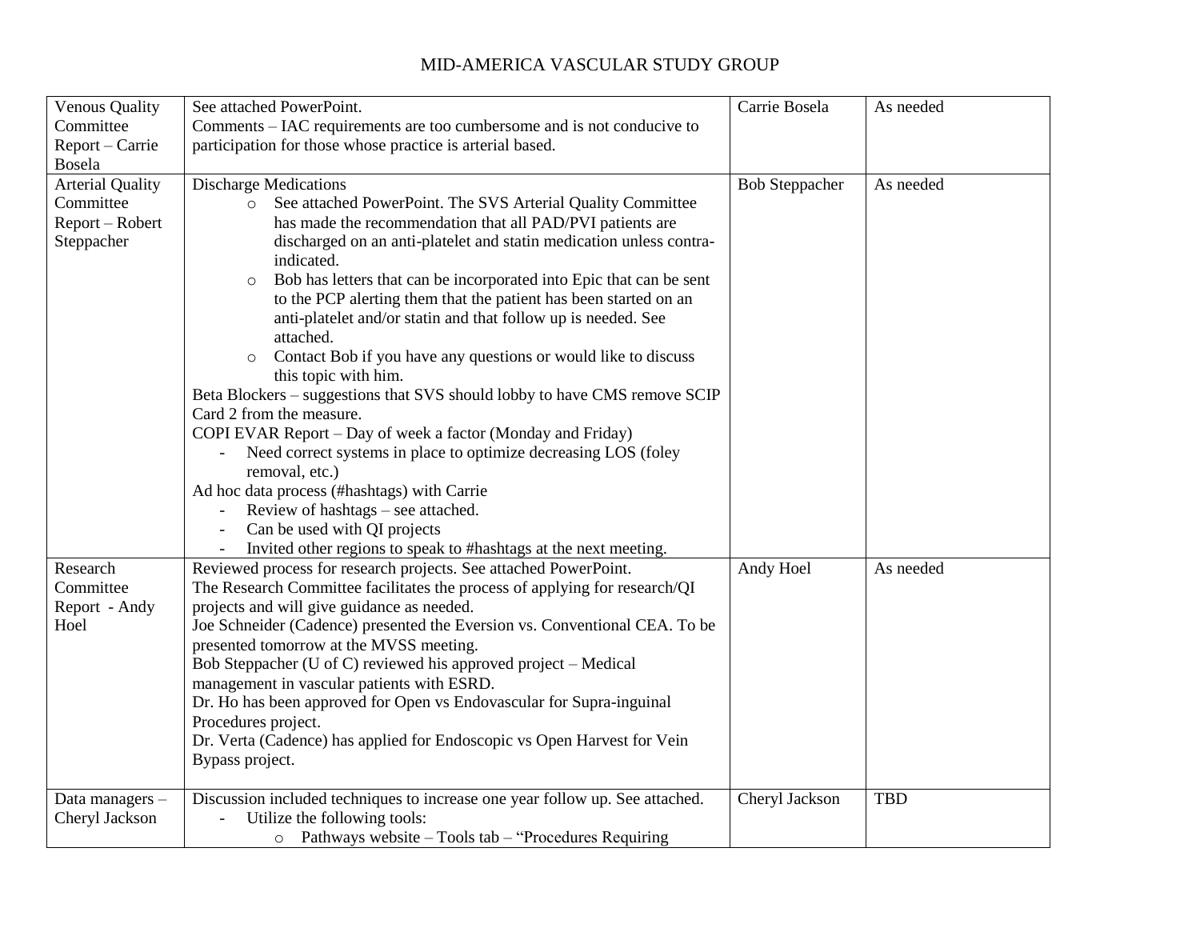# MID-AMERICA VASCULAR STUDY GROUP

| | | | |
|---|---|---|---|
| Venous Quality Committee Report – Carrie Bosela | See attached PowerPoint.<br>Comments – IAC requirements are too cumbersome and is not conducive to participation for those whose practice is arterial based. | Carrie Bosela | As needed |
| Arterial Quality Committee Report – Robert Steppacher | Discharge Medications<br>○ See attached PowerPoint. The SVS Arterial Quality Committee has made the recommendation that all PAD/PVI patients are discharged on an anti-platelet and statin medication unless contra-indicated.<br>○ Bob has letters that can be incorporated into Epic that can be sent to the PCP alerting them that the patient has been started on an anti-platelet and/or statin and that follow up is needed. See attached.<br>○ Contact Bob if you have any questions or would like to discuss this topic with him.<br>Beta Blockers – suggestions that SVS should lobby to have CMS remove SCIP Card 2 from the measure.<br>COPI EVAR Report – Day of week a factor (Monday and Friday)<br>- Need correct systems in place to optimize decreasing LOS (foley removal, etc.)<br>Ad hoc data process (#hashtags) with Carrie<br>- Review of hashtags – see attached.<br>- Can be used with QI projects<br>- Invited other regions to speak to #hashtags at the next meeting. | Bob Steppacher | As needed |
| Research Committee Report - Andy Hoel | Reviewed process for research projects. See attached PowerPoint.<br>The Research Committee facilitates the process of applying for research/QI projects and will give guidance as needed.<br>Joe Schneider (Cadence) presented the Eversion vs. Conventional CEA. To be presented tomorrow at the MVSS meeting.<br>Bob Steppacher (U of C) reviewed his approved project – Medical management in vascular patients with ESRD.<br>Dr. Ho has been approved for Open vs Endovascular for Supra-inguinal Procedures project.<br>Dr. Verta (Cadence) has applied for Endoscopic vs Open Harvest for Vein Bypass project. | Andy Hoel | As needed |
| Data managers – Cheryl Jackson | Discussion included techniques to increase one year follow up. See attached.<br>- Utilize the following tools:<br>○ Pathways website – Tools tab – "Procedures Requiring | Cheryl Jackson | TBD |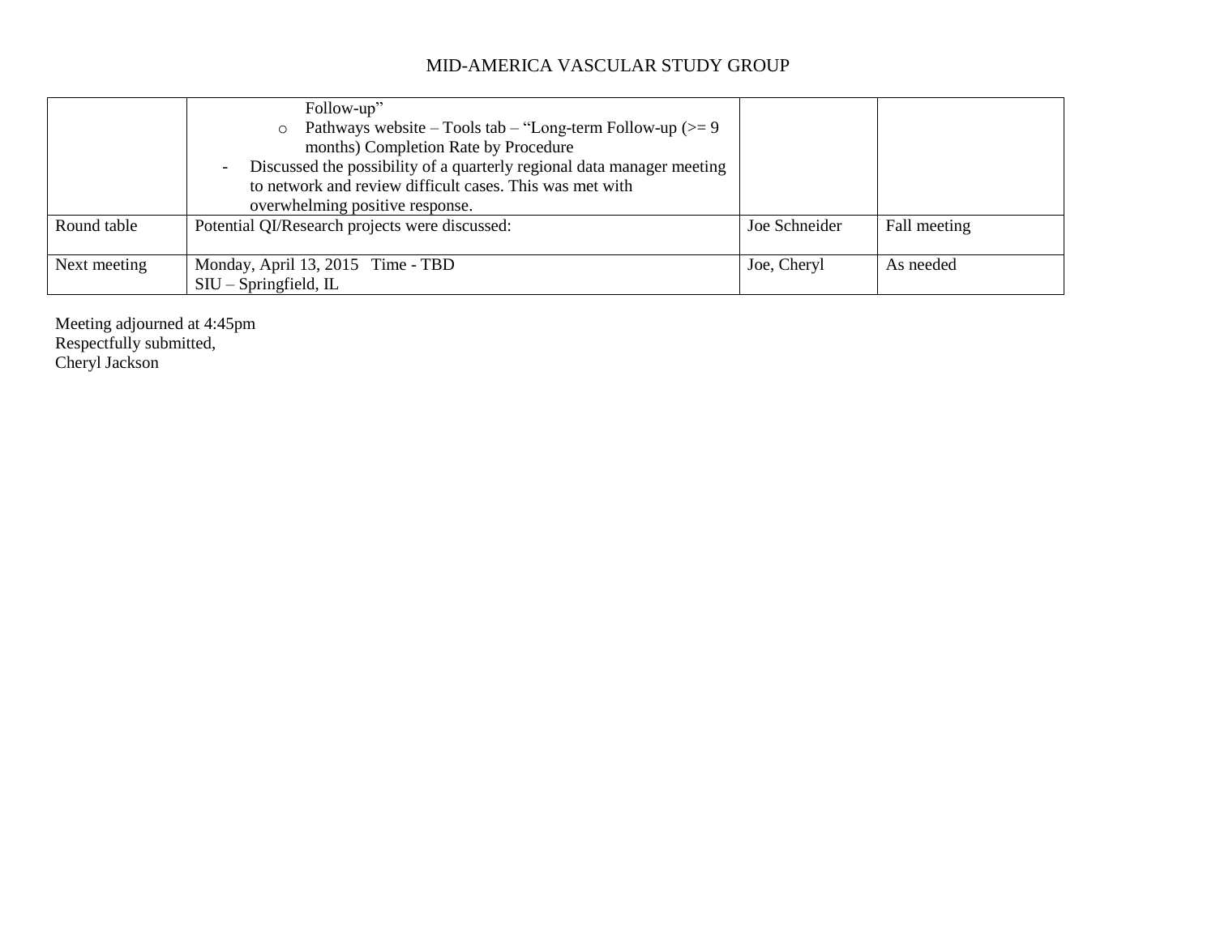# MID-AMERICA VASCULAR STUDY GROUP

| | | | |
|---|---|---|---|
| | Follow-up"<br>○ Pathways website – Tools tab – "Long-term Follow-up (>= 9 months) Completion Rate by Procedure<br>- Discussed the possibility of a quarterly regional data manager meeting to network and review difficult cases. This was met with overwhelming positive response. | | |
| Round table | Potential QI/Research projects were discussed: | Joe Schneider | Fall meeting |
| Next meeting | Monday, April 13, 2015 Time - TBD<br>SIU – Springfield, IL | Joe, Cheryl | As needed |

Meeting adjourned at 4:45pm
Respectfully submitted,
Cheryl Jackson